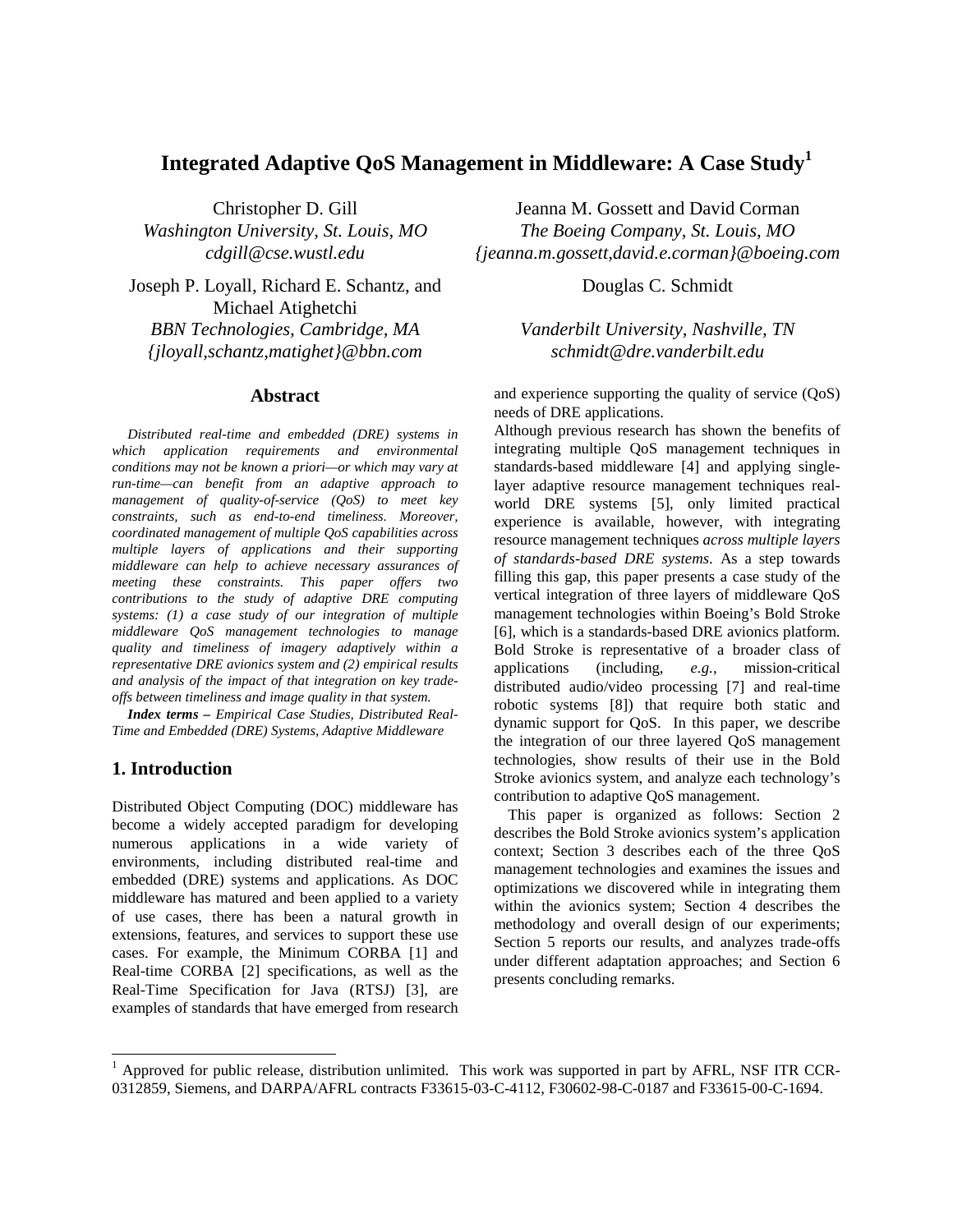# Integrated Adaptive QoS Management in Middleware: A Case Study[1]

Christopher D. Gill
*Washington University, St. Louis, MO*
*cdgill@cse.wustl.edu*

Jeanna M. Gossett and David Corman
*The Boeing Company, St. Louis, MO*
*{jeanna.m.gossett,david.e.corman}@boeing.com*

Joseph P. Loyall, Richard E. Schantz, and Michael Atighetchi
*BBN Technologies, Cambridge, MA*
*{jloyall,schantz,matighet}@bbn.com*

Douglas C. Schmidt
*Vanderbilt University, Nashville, TN*
*schmidt@dre.vanderbilt.edu*

## Abstract

*Distributed real-time and embedded (DRE) systems in which application requirements and environmental conditions may not be known a priori—or which may vary at run-time—can benefit from an adaptive approach to management of quality-of-service (QoS) to meet key constraints, such as end-to-end timeliness. Moreover, coordinated management of multiple QoS capabilities across multiple layers of applications and their supporting middleware can help to achieve necessary assurances of meeting these constraints. This paper offers two contributions to the study of adaptive DRE computing systems: (1) a case study of our integration of multiple middleware QoS management technologies to manage quality and timeliness of imagery adaptively within a representative DRE avionics system and (2) empirical results and analysis of the impact of that integration on key trade-offs between timeliness and image quality in that system.*

***Index terms –*** *Empirical Case Studies, Distributed Real-Time and Embedded (DRE) Systems, Adaptive Middleware*

## 1. Introduction

Distributed Object Computing (DOC) middleware has become a widely accepted paradigm for developing numerous applications in a wide variety of environments, including distributed real-time and embedded (DRE) systems and applications. As DOC middleware has matured and been applied to a variety of use cases, there has been a natural growth in extensions, features, and services to support these use cases. For example, the Minimum CORBA [1] and Real-time CORBA [2] specifications, as well as the Real-Time Specification for Java (RTSJ) [3], are examples of standards that have emerged from research and experience supporting the quality of service (QoS) needs of DRE applications.

Although previous research has shown the benefits of integrating multiple QoS management techniques in standards-based middleware [4] and applying single-layer adaptive resource management techniques real-world DRE systems [5], only limited practical experience is available, however, with integrating resource management techniques *across multiple layers of standards-based DRE systems*. As a step towards filling this gap, this paper presents a case study of the vertical integration of three layers of middleware QoS management technologies within Boeing's Bold Stroke [6], which is a standards-based DRE avionics platform. Bold Stroke is representative of a broader class of applications (including, *e.g.*, mission-critical distributed audio/video processing [7] and real-time robotic systems [8]) that require both static and dynamic support for QoS. In this paper, we describe the integration of our three layered QoS management technologies, show results of their use in the Bold Stroke avionics system, and analyze each technology's contribution to adaptive QoS management.

This paper is organized as follows: Section 2 describes the Bold Stroke avionics system's application context; Section 3 describes each of the three QoS management technologies and examines the issues and optimizations we discovered while in integrating them within the avionics system; Section 4 describes the methodology and overall design of our experiments; Section 5 reports our results, and analyzes trade-offs under different adaptation approaches; and Section 6 presents concluding remarks.

[1] Approved for public release, distribution unlimited. This work was supported in part by AFRL, NSF ITR CCR-0312859, Siemens, and DARPA/AFRL contracts F33615-03-C-4112, F30602-98-C-0187 and F33615-00-C-1694.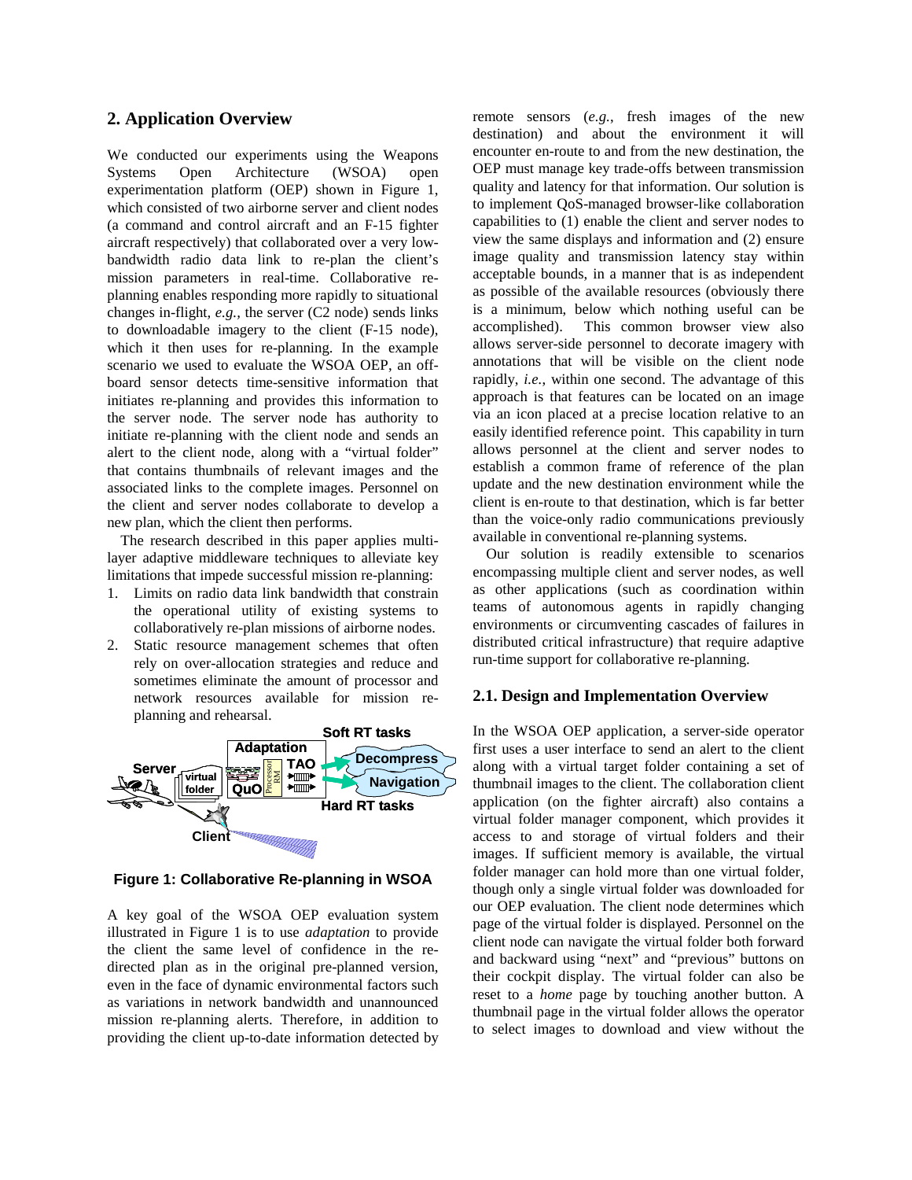## 2. Application Overview

We conducted our experiments using the Weapons Systems Open Architecture (WSOA) open experimentation platform (OEP) shown in Figure 1, which consisted of two airborne server and client nodes (a command and control aircraft and an F-15 fighter aircraft respectively) that collaborated over a very low-bandwidth radio data link to re-plan the client's mission parameters in real-time. Collaborative re-planning enables responding more rapidly to situational changes in-flight, *e.g.*, the server (C2 node) sends links to downloadable imagery to the client (F-15 node), which it then uses for re-planning. In the example scenario we used to evaluate the WSOA OEP, an off-board sensor detects time-sensitive information that initiates re-planning and provides this information to the server node. The server node has authority to initiate re-planning with the client node and sends an alert to the client node, along with a "virtual folder" that contains thumbnails of relevant images and the associated links to the complete images. Personnel on the client and server nodes collaborate to develop a new plan, which the client then performs.

The research described in this paper applies multi-layer adaptive middleware techniques to alleviate key limitations that impede successful mission re-planning:

1. Limits on radio data link bandwidth that constrain the operational utility of existing systems to collaboratively re-plan missions of airborne nodes.
2. Static resource management schemes that often rely on over-allocation strategies and reduce and sometimes eliminate the amount of processor and network resources available for mission re-planning and rehearsal.

Soft RT tasks
Adaptation
Server
virtual folder
QuO
Processor RM
TAO
Decompress
Navigation
Hard RT tasks
Client

**Figure 1: Collaborative Re-planning in WSOA**

A key goal of the WSOA OEP evaluation system illustrated in Figure 1 is to use *adaptation* to provide the client the same level of confidence in the re-directed plan as in the original pre-planned version, even in the face of dynamic environmental factors such as variations in network bandwidth and unannounced mission re-planning alerts. Therefore, in addition to providing the client up-to-date information detected by remote sensors (*e.g.*, fresh images of the new destination) and about the environment it will encounter en-route to and from the new destination, the OEP must manage key trade-offs between transmission quality and latency for that information. Our solution is to implement QoS-managed browser-like collaboration capabilities to (1) enable the client and server nodes to view the same displays and information and (2) ensure image quality and transmission latency stay within acceptable bounds, in a manner that is as independent as possible of the available resources (obviously there is a minimum, below which nothing useful can be accomplished). This common browser view also allows server-side personnel to decorate imagery with annotations that will be visible on the client node rapidly, *i.e.*, within one second. The advantage of this approach is that features can be located on an image via an icon placed at a precise location relative to an easily identified reference point. This capability in turn allows personnel at the client and server nodes to establish a common frame of reference of the plan update and the new destination environment while the client is en-route to that destination, which is far better than the voice-only radio communications previously available in conventional re-planning systems.

Our solution is readily extensible to scenarios encompassing multiple client and server nodes, as well as other applications (such as coordination within teams of autonomous agents in rapidly changing environments or circumventing cascades of failures in distributed critical infrastructure) that require adaptive run-time support for collaborative re-planning.

### 2.1. Design and Implementation Overview

In the WSOA OEP application, a server-side operator first uses a user interface to send an alert to the client along with a virtual target folder containing a set of thumbnail images to the client. The collaboration client application (on the fighter aircraft) also contains a virtual folder manager component, which provides it access to and storage of virtual folders and their images. If sufficient memory is available, the virtual folder manager can hold more than one virtual folder, though only a single virtual folder was downloaded for our OEP evaluation. The client node determines which page of the virtual folder is displayed. Personnel on the client node can navigate the virtual folder both forward and backward using "next" and "previous" buttons on their cockpit display. The virtual folder can also be reset to a *home* page by touching another button. A thumbnail page in the virtual folder allows the operator to select images to download and view without the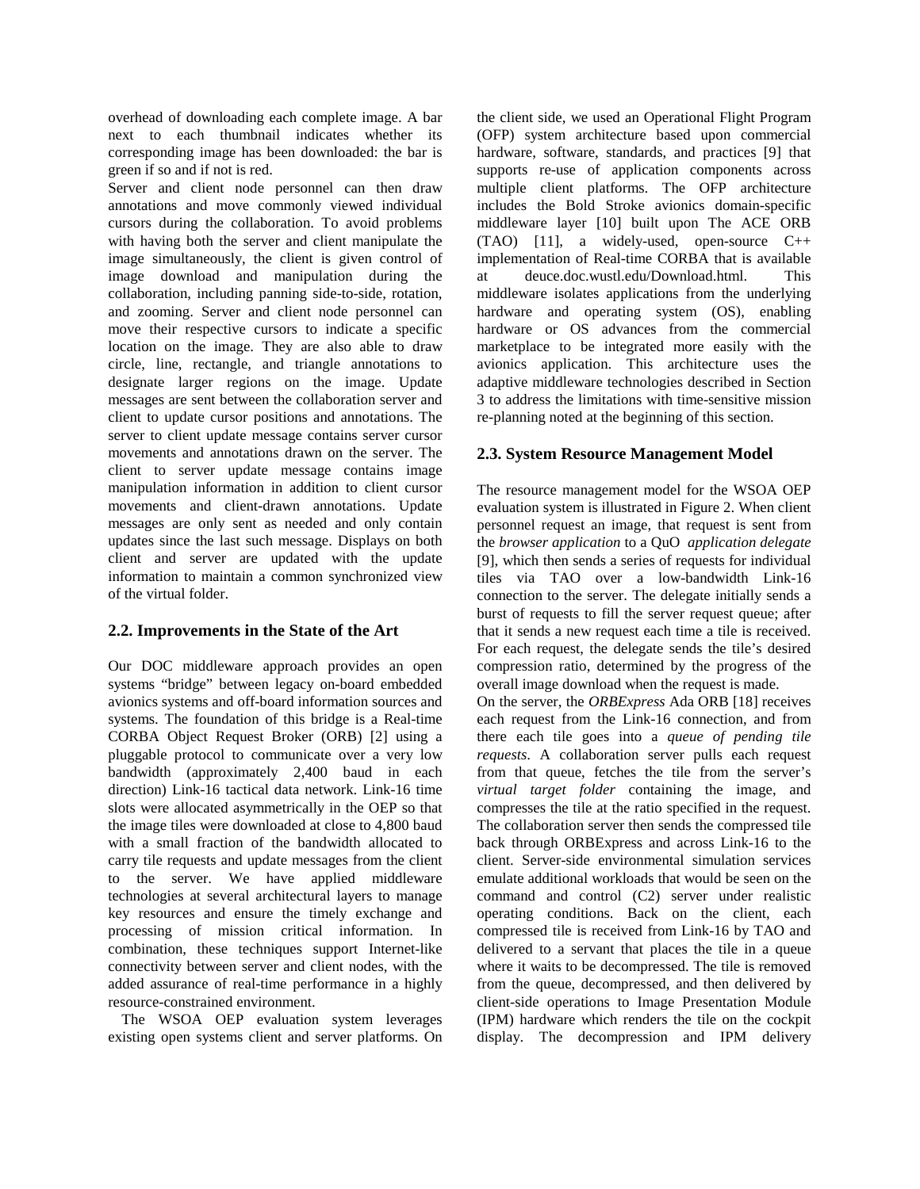overhead of downloading each complete image. A bar next to each thumbnail indicates whether its corresponding image has been downloaded: the bar is green if so and if not is red.

Server and client node personnel can then draw annotations and move commonly viewed individual cursors during the collaboration. To avoid problems with having both the server and client manipulate the image simultaneously, the client is given control of image download and manipulation during the collaboration, including panning side-to-side, rotation, and zooming. Server and client node personnel can move their respective cursors to indicate a specific location on the image. They are also able to draw circle, line, rectangle, and triangle annotations to designate larger regions on the image. Update messages are sent between the collaboration server and client to update cursor positions and annotations. The server to client update message contains server cursor movements and annotations drawn on the server. The client to server update message contains image manipulation information in addition to client cursor movements and client-drawn annotations. Update messages are only sent as needed and only contain updates since the last such message. Displays on both client and server are updated with the update information to maintain a common synchronized view of the virtual folder.

## 2.2. Improvements in the State of the Art

Our DOC middleware approach provides an open systems "bridge" between legacy on-board embedded avionics systems and off-board information sources and systems. The foundation of this bridge is a Real-time CORBA Object Request Broker (ORB) [2] using a pluggable protocol to communicate over a very low bandwidth (approximately 2,400 baud in each direction) Link-16 tactical data network. Link-16 time slots were allocated asymmetrically in the OEP so that the image tiles were downloaded at close to 4,800 baud with a small fraction of the bandwidth allocated to carry tile requests and update messages from the client to the server. We have applied middleware technologies at several architectural layers to manage key resources and ensure the timely exchange and processing of mission critical information. In combination, these techniques support Internet-like connectivity between server and client nodes, with the added assurance of real-time performance in a highly resource-constrained environment.

The WSOA OEP evaluation system leverages existing open systems client and server platforms. On the client side, we used an Operational Flight Program (OFP) system architecture based upon commercial hardware, software, standards, and practices [9] that supports re-use of application components across multiple client platforms. The OFP architecture includes the Bold Stroke avionics domain-specific middleware layer [10] built upon The ACE ORB (TAO) [11], a widely-used, open-source C++ implementation of Real-time CORBA that is available at deuce.doc.wustl.edu/Download.html. This middleware isolates applications from the underlying hardware and operating system (OS), enabling hardware or OS advances from the commercial marketplace to be integrated more easily with the avionics application. This architecture uses the adaptive middleware technologies described in Section 3 to address the limitations with time-sensitive mission re-planning noted at the beginning of this section.

## 2.3. System Resource Management Model

The resource management model for the WSOA OEP evaluation system is illustrated in Figure 2. When client personnel request an image, that request is sent from the *browser application* to a QuO *application delegate* [9], which then sends a series of requests for individual tiles via TAO over a low-bandwidth Link-16 connection to the server. The delegate initially sends a burst of requests to fill the server request queue; after that it sends a new request each time a tile is received. For each request, the delegate sends the tile's desired compression ratio, determined by the progress of the overall image download when the request is made.

On the server, the *ORBExpress* Ada ORB [18] receives each request from the Link-16 connection, and from there each tile goes into a *queue of pending tile requests*. A collaboration server pulls each request from that queue, fetches the tile from the server's *virtual target folder* containing the image, and compresses the tile at the ratio specified in the request. The collaboration server then sends the compressed tile back through ORBExpress and across Link-16 to the client. Server-side environmental simulation services emulate additional workloads that would be seen on the command and control (C2) server under realistic operating conditions. Back on the client, each compressed tile is received from Link-16 by TAO and delivered to a servant that places the tile in a queue where it waits to be decompressed. The tile is removed from the queue, decompressed, and then delivered by client-side operations to Image Presentation Module (IPM) hardware which renders the tile on the cockpit display. The decompression and IPM delivery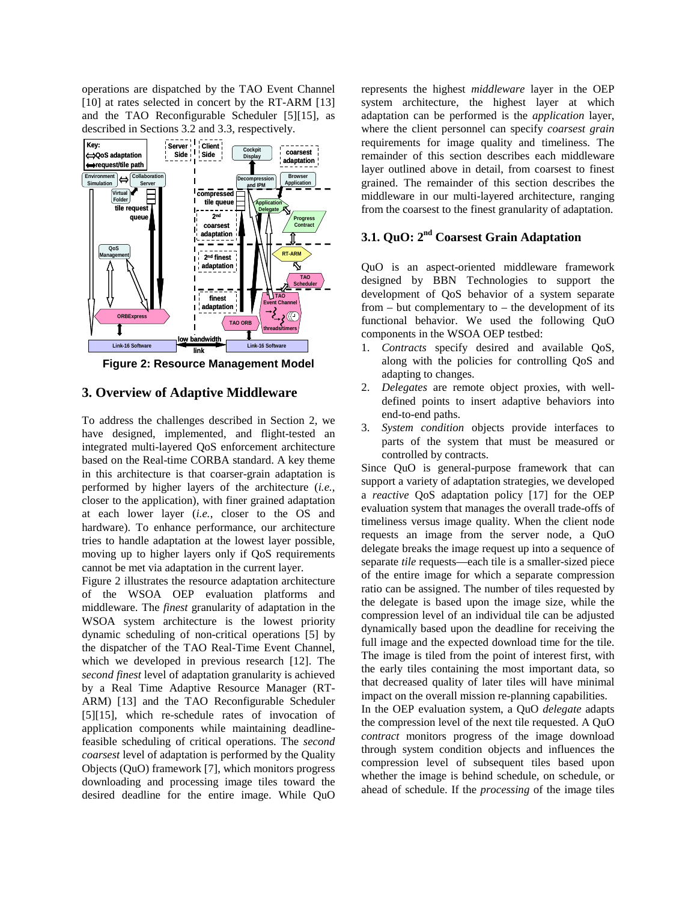operations are dispatched by the TAO Event Channel [10] at rates selected in concert by the RT-ARM [13] and the TAO Reconfigurable Scheduler [5][15], as described in Sections 3.2 and 3.3, respectively.

**Figure 2: Resource Management Model**

## 3. Overview of Adaptive Middleware

To address the challenges described in Section 2, we have designed, implemented, and flight-tested an integrated multi-layered QoS enforcement architecture based on the Real-time CORBA standard. A key theme in this architecture is that coarser-grain adaptation is performed by higher layers of the architecture (*i.e.*, closer to the application), with finer grained adaptation at each lower layer (*i.e.*, closer to the OS and hardware). To enhance performance, our architecture tries to handle adaptation at the lowest layer possible, moving up to higher layers only if QoS requirements cannot be met via adaptation in the current layer.

Figure 2 illustrates the resource adaptation architecture of the WSOA OEP evaluation platforms and middleware. The *finest* granularity of adaptation in the WSOA system architecture is the lowest priority dynamic scheduling of non-critical operations [5] by the dispatcher of the TAO Real-Time Event Channel, which we developed in previous research [12]. The *second finest* level of adaptation granularity is achieved by a Real Time Adaptive Resource Manager (RT-ARM) [13] and the TAO Reconfigurable Scheduler [5][15], which re-schedule rates of invocation of application components while maintaining deadline-feasible scheduling of critical operations. The *second coarsest* level of adaptation is performed by the Quality Objects (QuO) framework [7], which monitors progress downloading and processing image tiles toward the desired deadline for the entire image. While QuO represents the highest *middleware* layer in the OEP system architecture, the highest layer at which adaptation can be performed is the *application* layer, where the client personnel can specify *coarsest grain* requirements for image quality and timeliness. The remainder of this section describes each middleware layer outlined above in detail, from coarsest to finest grained. The remainder of this section describes the middleware in our multi-layered architecture, ranging from the coarsest to the finest granularity of adaptation.

### 3.1. QuO: 2nd Coarsest Grain Adaptation

QuO is an aspect-oriented middleware framework designed by BBN Technologies to support the development of QoS behavior of a system separate from – but complementary to – the development of its functional behavior. We used the following QuO components in the WSOA OEP testbed:

1. *Contracts* specify desired and available QoS, along with the policies for controlling QoS and adapting to changes.
2. *Delegates* are remote object proxies, with well-defined points to insert adaptive behaviors into end-to-end paths.
3. *System condition* objects provide interfaces to parts of the system that must be measured or controlled by contracts.

Since QuO is general-purpose framework that can support a variety of adaptation strategies, we developed a *reactive* QoS adaptation policy [17] for the OEP evaluation system that manages the overall trade-offs of timeliness versus image quality. When the client node requests an image from the server node, a QuO delegate breaks the image request up into a sequence of separate *tile* requests—each tile is a smaller-sized piece of the entire image for which a separate compression ratio can be assigned. The number of tiles requested by the delegate is based upon the image size, while the compression level of an individual tile can be adjusted dynamically based upon the deadline for receiving the full image and the expected download time for the tile. The image is tiled from the point of interest first, with the early tiles containing the most important data, so that decreased quality of later tiles will have minimal impact on the overall mission re-planning capabilities.

In the OEP evaluation system, a QuO *delegate* adapts the compression level of the next tile requested. A QuO *contract* monitors progress of the image download through system condition objects and influences the compression level of subsequent tiles based upon whether the image is behind schedule, on schedule, or ahead of schedule. If the *processing* of the image tiles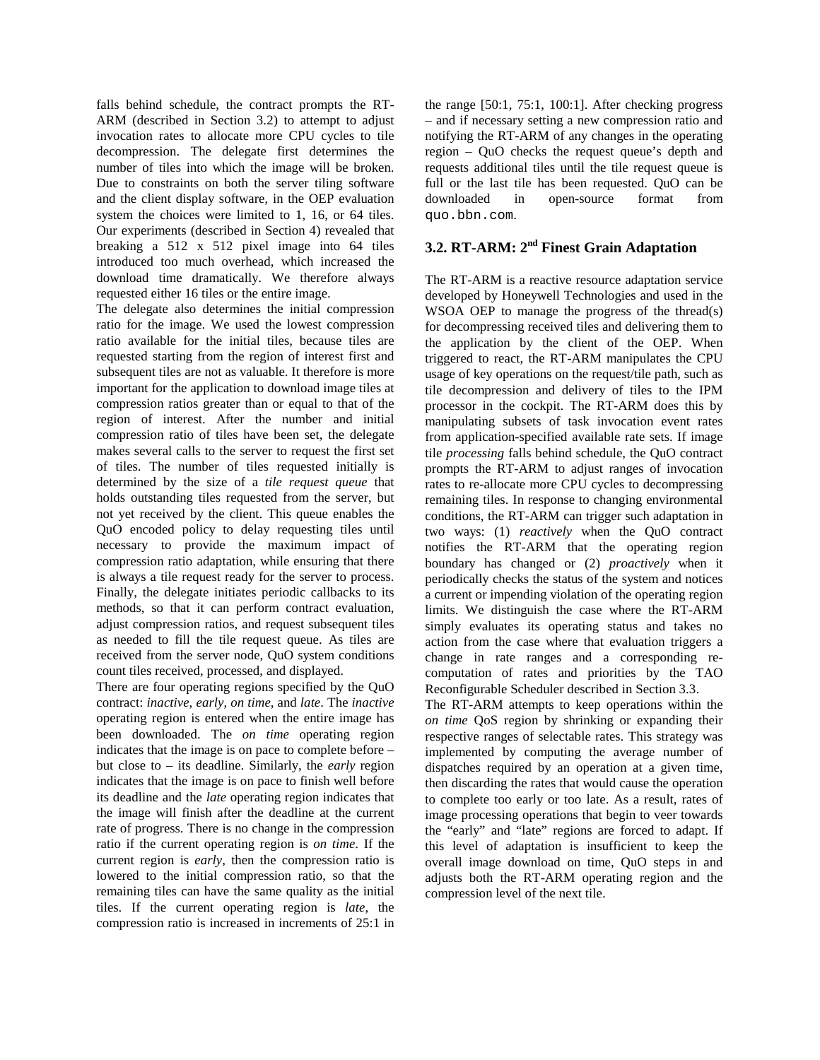falls behind schedule, the contract prompts the RT-ARM (described in Section 3.2) to attempt to adjust invocation rates to allocate more CPU cycles to tile decompression. The delegate first determines the number of tiles into which the image will be broken. Due to constraints on both the server tiling software and the client display software, in the OEP evaluation system the choices were limited to 1, 16, or 64 tiles. Our experiments (described in Section 4) revealed that breaking a 512 x 512 pixel image into 64 tiles introduced too much overhead, which increased the download time dramatically. We therefore always requested either 16 tiles or the entire image.

The delegate also determines the initial compression ratio for the image. We used the lowest compression ratio available for the initial tiles, because tiles are requested starting from the region of interest first and subsequent tiles are not as valuable. It therefore is more important for the application to download image tiles at compression ratios greater than or equal to that of the region of interest. After the number and initial compression ratio of tiles have been set, the delegate makes several calls to the server to request the first set of tiles. The number of tiles requested initially is determined by the size of a *tile request queue* that holds outstanding tiles requested from the server, but not yet received by the client. This queue enables the QuO encoded policy to delay requesting tiles until necessary to provide the maximum impact of compression ratio adaptation, while ensuring that there is always a tile request ready for the server to process. Finally, the delegate initiates periodic callbacks to its methods, so that it can perform contract evaluation, adjust compression ratios, and request subsequent tiles as needed to fill the tile request queue. As tiles are received from the server node, QuO system conditions count tiles received, processed, and displayed.

There are four operating regions specified by the QuO contract: *inactive*, *early*, *on time*, and *late*. The *inactive* operating region is entered when the entire image has been downloaded. The *on time* operating region indicates that the image is on pace to complete before – but close to – its deadline. Similarly, the *early* region indicates that the image is on pace to finish well before its deadline and the *late* operating region indicates that the image will finish after the deadline at the current rate of progress. There is no change in the compression ratio if the current operating region is *on time*. If the current region is *early*, then the compression ratio is lowered to the initial compression ratio, so that the remaining tiles can have the same quality as the initial tiles. If the current operating region is *late*, the compression ratio is increased in increments of 25:1 in the range [50:1, 75:1, 100:1]. After checking progress – and if necessary setting a new compression ratio and notifying the RT-ARM of any changes in the operating region – QuO checks the request queue's depth and requests additional tiles until the tile request queue is full or the last tile has been requested. QuO can be downloaded in open-source format from `quo.bbn.com`.

## 3.2. RT-ARM: 2nd Finest Grain Adaptation

The RT-ARM is a reactive resource adaptation service developed by Honeywell Technologies and used in the WSOA OEP to manage the progress of the thread(s) for decompressing received tiles and delivering them to the application by the client of the OEP. When triggered to react, the RT-ARM manipulates the CPU usage of key operations on the request/tile path, such as tile decompression and delivery of tiles to the IPM processor in the cockpit. The RT-ARM does this by manipulating subsets of task invocation event rates from application-specified available rate sets. If image tile *processing* falls behind schedule, the QuO contract prompts the RT-ARM to adjust ranges of invocation rates to re-allocate more CPU cycles to decompressing remaining tiles. In response to changing environmental conditions, the RT-ARM can trigger such adaptation in two ways: (1) *reactively* when the QuO contract notifies the RT-ARM that the operating region boundary has changed or (2) *proactively* when it periodically checks the status of the system and notices a current or impending violation of the operating region limits. We distinguish the case where the RT-ARM simply evaluates its operating status and takes no action from the case where that evaluation triggers a change in rate ranges and a corresponding re-computation of rates and priorities by the TAO Reconfigurable Scheduler described in Section 3.3.

The RT-ARM attempts to keep operations within the *on time* QoS region by shrinking or expanding their respective ranges of selectable rates. This strategy was implemented by computing the average number of dispatches required by an operation at a given time, then discarding the rates that would cause the operation to complete too early or too late. As a result, rates of image processing operations that begin to veer towards the "early" and "late" regions are forced to adapt. If this level of adaptation is insufficient to keep the overall image download on time, QuO steps in and adjusts both the RT-ARM operating region and the compression level of the next tile.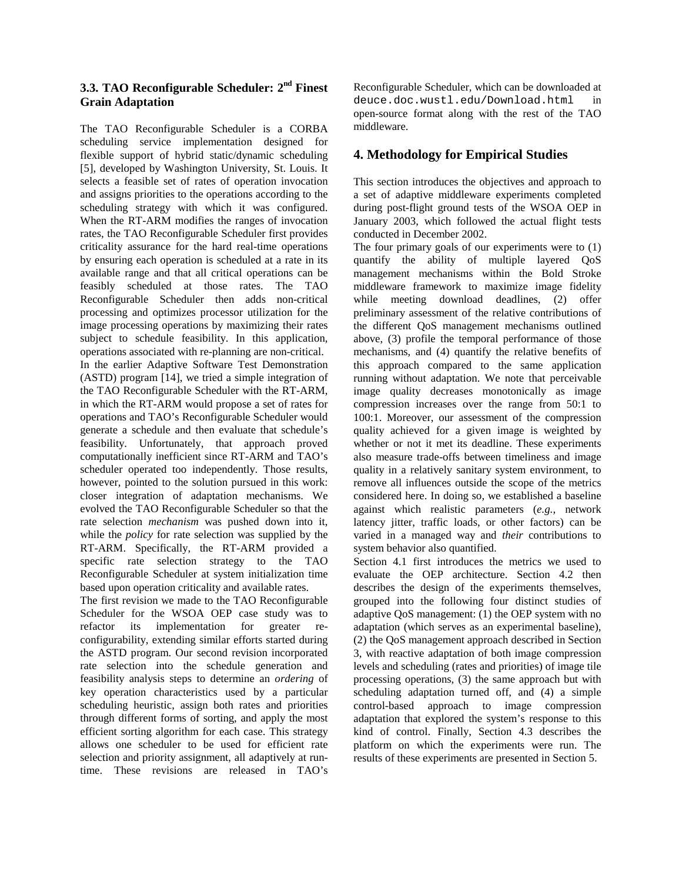### 3.3. TAO Reconfigurable Scheduler: 2nd Finest Grain Adaptation

The TAO Reconfigurable Scheduler is a CORBA scheduling service implementation designed for flexible support of hybrid static/dynamic scheduling [5], developed by Washington University, St. Louis. It selects a feasible set of rates of operation invocation and assigns priorities to the operations according to the scheduling strategy with which it was configured. When the RT-ARM modifies the ranges of invocation rates, the TAO Reconfigurable Scheduler first provides criticality assurance for the hard real-time operations by ensuring each operation is scheduled at a rate in its available range and that all critical operations can be feasibly scheduled at those rates. The TAO Reconfigurable Scheduler then adds non-critical processing and optimizes processor utilization for the image processing operations by maximizing their rates subject to schedule feasibility. In this application, operations associated with re-planning are non-critical.

In the earlier Adaptive Software Test Demonstration (ASTD) program [14], we tried a simple integration of the TAO Reconfigurable Scheduler with the RT-ARM, in which the RT-ARM would propose a set of rates for operations and TAO's Reconfigurable Scheduler would generate a schedule and then evaluate that schedule's feasibility. Unfortunately, that approach proved computationally inefficient since RT-ARM and TAO's scheduler operated too independently. Those results, however, pointed to the solution pursued in this work: closer integration of adaptation mechanisms. We evolved the TAO Reconfigurable Scheduler so that the rate selection *mechanism* was pushed down into it, while the *policy* for rate selection was supplied by the RT-ARM. Specifically, the RT-ARM provided a specific rate selection strategy to the TAO Reconfigurable Scheduler at system initialization time based upon operation criticality and available rates.

The first revision we made to the TAO Reconfigurable Scheduler for the WSOA OEP case study was to refactor its implementation for greater re-configurability, extending similar efforts started during the ASTD program. Our second revision incorporated rate selection into the schedule generation and feasibility analysis steps to determine an *ordering* of key operation characteristics used by a particular scheduling heuristic, assign both rates and priorities through different forms of sorting, and apply the most efficient sorting algorithm for each case. This strategy allows one scheduler to be used for efficient rate selection and priority assignment, all adaptively at run-time. These revisions are released in TAO's Reconfigurable Scheduler, which can be downloaded at `deuce.doc.wustl.edu/Download.html` in open-source format along with the rest of the TAO middleware.

## 4. Methodology for Empirical Studies

This section introduces the objectives and approach to a set of adaptive middleware experiments completed during post-flight ground tests of the WSOA OEP in January 2003, which followed the actual flight tests conducted in December 2002.

The four primary goals of our experiments were to (1) quantify the ability of multiple layered QoS management mechanisms within the Bold Stroke middleware framework to maximize image fidelity while meeting download deadlines, (2) offer preliminary assessment of the relative contributions of the different QoS management mechanisms outlined above, (3) profile the temporal performance of those mechanisms, and (4) quantify the relative benefits of this approach compared to the same application running without adaptation. We note that perceivable image quality decreases monotonically as image compression increases over the range from 50:1 to 100:1. Moreover, our assessment of the compression quality achieved for a given image is weighted by whether or not it met its deadline. These experiments also measure trade-offs between timeliness and image quality in a relatively sanitary system environment, to remove all influences outside the scope of the metrics considered here. In doing so, we established a baseline against which realistic parameters (*e.g.*, network latency jitter, traffic loads, or other factors) can be varied in a managed way and *their* contributions to system behavior also quantified.

Section 4.1 first introduces the metrics we used to evaluate the OEP architecture. Section 4.2 then describes the design of the experiments themselves, grouped into the following four distinct studies of adaptive QoS management: (1) the OEP system with no adaptation (which serves as an experimental baseline), (2) the QoS management approach described in Section 3, with reactive adaptation of both image compression levels and scheduling (rates and priorities) of image tile processing operations, (3) the same approach but with scheduling adaptation turned off, and (4) a simple control-based approach to image compression adaptation that explored the system's response to this kind of control. Finally, Section 4.3 describes the platform on which the experiments were run. The results of these experiments are presented in Section 5.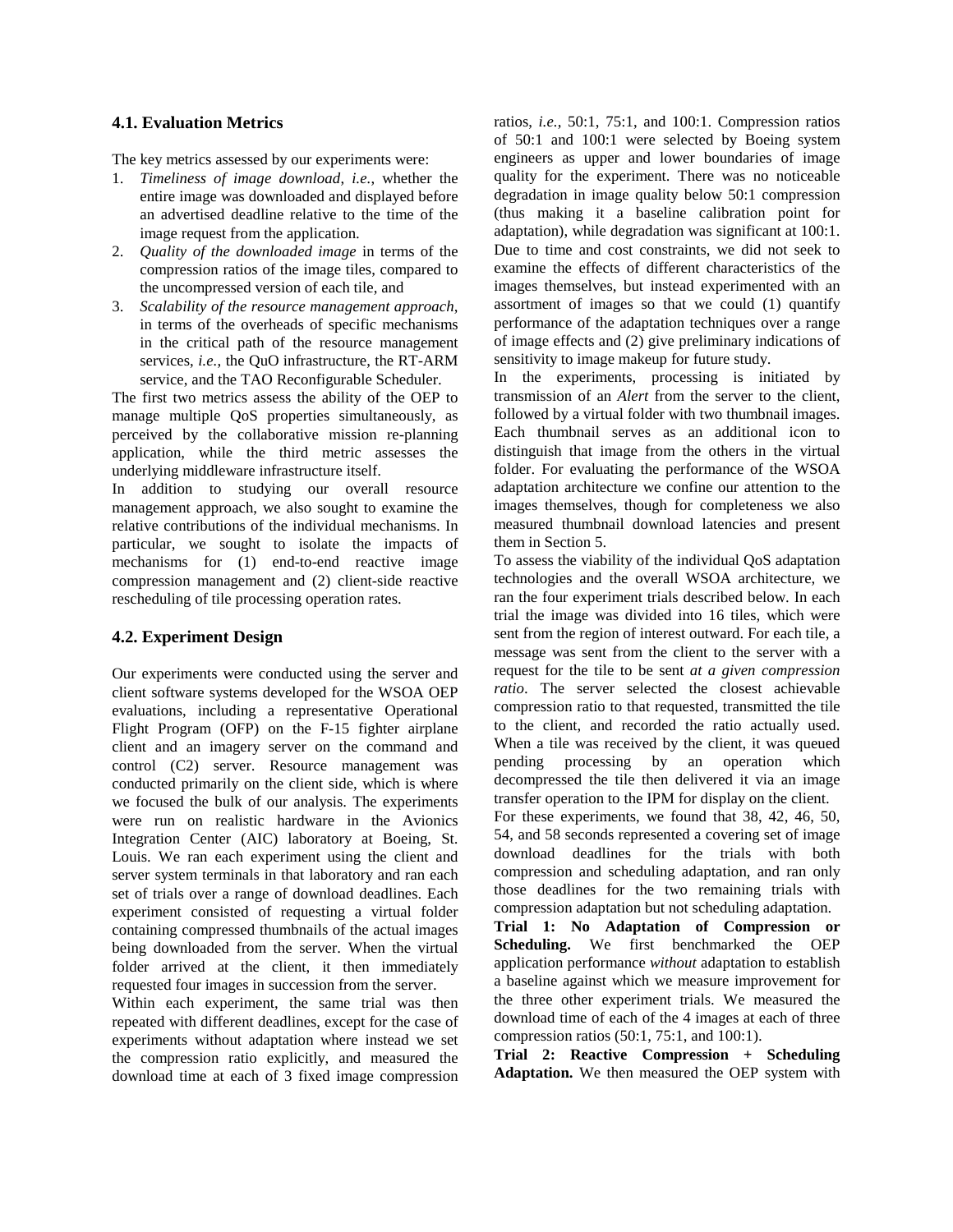### 4.1. Evaluation Metrics

The key metrics assessed by our experiments were:

1. *Timeliness of image download, i.e.*, whether the entire image was downloaded and displayed before an advertised deadline relative to the time of the image request from the application.
2. *Quality of the downloaded image* in terms of the compression ratios of the image tiles, compared to the uncompressed version of each tile, and
3. *Scalability of the resource management approach*, in terms of the overheads of specific mechanisms in the critical path of the resource management services, *i.e.*, the QuO infrastructure, the RT-ARM service, and the TAO Reconfigurable Scheduler.

The first two metrics assess the ability of the OEP to manage multiple QoS properties simultaneously, as perceived by the collaborative mission re-planning application, while the third metric assesses the underlying middleware infrastructure itself.

In addition to studying our overall resource management approach, we also sought to examine the relative contributions of the individual mechanisms. In particular, we sought to isolate the impacts of mechanisms for (1) end-to-end reactive image compression management and (2) client-side reactive rescheduling of tile processing operation rates.

### 4.2. Experiment Design

Our experiments were conducted using the server and client software systems developed for the WSOA OEP evaluations, including a representative Operational Flight Program (OFP) on the F-15 fighter airplane client and an imagery server on the command and control (C2) server. Resource management was conducted primarily on the client side, which is where we focused the bulk of our analysis. The experiments were run on realistic hardware in the Avionics Integration Center (AIC) laboratory at Boeing, St. Louis. We ran each experiment using the client and server system terminals in that laboratory and ran each set of trials over a range of download deadlines. Each experiment consisted of requesting a virtual folder containing compressed thumbnails of the actual images being downloaded from the server. When the virtual folder arrived at the client, it then immediately requested four images in succession from the server.

Within each experiment, the same trial was then repeated with different deadlines, except for the case of experiments without adaptation where instead we set the compression ratio explicitly, and measured the download time at each of 3 fixed image compression ratios, *i.e.*, 50:1, 75:1, and 100:1. Compression ratios of 50:1 and 100:1 were selected by Boeing system engineers as upper and lower boundaries of image quality for the experiment. There was no noticeable degradation in image quality below 50:1 compression (thus making it a baseline calibration point for adaptation), while degradation was significant at 100:1. Due to time and cost constraints, we did not seek to examine the effects of different characteristics of the images themselves, but instead experimented with an assortment of images so that we could (1) quantify performance of the adaptation techniques over a range of image effects and (2) give preliminary indications of sensitivity to image makeup for future study.

In the experiments, processing is initiated by transmission of an *Alert* from the server to the client, followed by a virtual folder with two thumbnail images. Each thumbnail serves as an additional icon to distinguish that image from the others in the virtual folder. For evaluating the performance of the WSOA adaptation architecture we confine our attention to the images themselves, though for completeness we also measured thumbnail download latencies and present them in Section 5.

To assess the viability of the individual QoS adaptation technologies and the overall WSOA architecture, we ran the four experiment trials described below. In each trial the image was divided into 16 tiles, which were sent from the region of interest outward. For each tile, a message was sent from the client to the server with a request for the tile to be sent *at a given compression ratio*. The server selected the closest achievable compression ratio to that requested, transmitted the tile to the client, and recorded the ratio actually used. When a tile was received by the client, it was queued pending processing by an operation which decompressed the tile then delivered it via an image transfer operation to the IPM for display on the client.

For these experiments, we found that 38, 42, 46, 50, 54, and 58 seconds represented a covering set of image download deadlines for the trials with both compression and scheduling adaptation, and ran only those deadlines for the two remaining trials with compression adaptation but not scheduling adaptation.

**Trial 1: No Adaptation of Compression or Scheduling.** We first benchmarked the OEP application performance *without* adaptation to establish a baseline against which we measure improvement for the three other experiment trials. We measured the download time of each of the 4 images at each of three compression ratios (50:1, 75:1, and 100:1).

**Trial 2: Reactive Compression + Scheduling Adaptation.** We then measured the OEP system with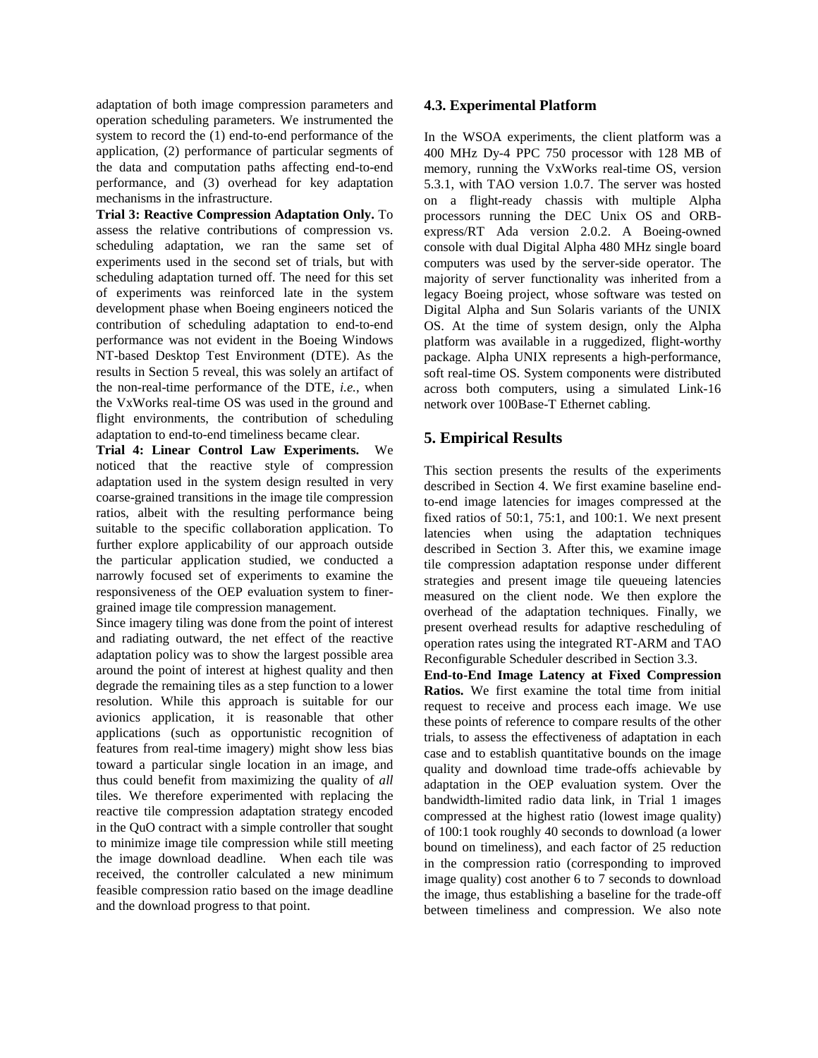adaptation of both image compression parameters and operation scheduling parameters. We instrumented the system to record the (1) end-to-end performance of the application, (2) performance of particular segments of the data and computation paths affecting end-to-end performance, and (3) overhead for key adaptation mechanisms in the infrastructure.

**Trial 3: Reactive Compression Adaptation Only.** To assess the relative contributions of compression vs. scheduling adaptation, we ran the same set of experiments used in the second set of trials, but with scheduling adaptation turned off. The need for this set of experiments was reinforced late in the system development phase when Boeing engineers noticed the contribution of scheduling adaptation to end-to-end performance was not evident in the Boeing Windows NT-based Desktop Test Environment (DTE). As the results in Section 5 reveal, this was solely an artifact of the non-real-time performance of the DTE, *i.e.*, when the VxWorks real-time OS was used in the ground and flight environments, the contribution of scheduling adaptation to end-to-end timeliness became clear.

**Trial 4: Linear Control Law Experiments.** We noticed that the reactive style of compression adaptation used in the system design resulted in very coarse-grained transitions in the image tile compression ratios, albeit with the resulting performance being suitable to the specific collaboration application. To further explore applicability of our approach outside the particular application studied, we conducted a narrowly focused set of experiments to examine the responsiveness of the OEP evaluation system to finer-grained image tile compression management.

Since imagery tiling was done from the point of interest and radiating outward, the net effect of the reactive adaptation policy was to show the largest possible area around the point of interest at highest quality and then degrade the remaining tiles as a step function to a lower resolution. While this approach is suitable for our avionics application, it is reasonable that other applications (such as opportunistic recognition of features from real-time imagery) might show less bias toward a particular single location in an image, and thus could benefit from maximizing the quality of *all* tiles. We therefore experimented with replacing the reactive tile compression adaptation strategy encoded in the QuO contract with a simple controller that sought to minimize image tile compression while still meeting the image download deadline. When each tile was received, the controller calculated a new minimum feasible compression ratio based on the image deadline and the download progress to that point.

### 4.3. Experimental Platform

In the WSOA experiments, the client platform was a 400 MHz Dy-4 PPC 750 processor with 128 MB of memory, running the VxWorks real-time OS, version 5.3.1, with TAO version 1.0.7. The server was hosted on a flight-ready chassis with multiple Alpha processors running the DEC Unix OS and ORB-express/RT Ada version 2.0.2. A Boeing-owned console with dual Digital Alpha 480 MHz single board computers was used by the server-side operator. The majority of server functionality was inherited from a legacy Boeing project, whose software was tested on Digital Alpha and Sun Solaris variants of the UNIX OS. At the time of system design, only the Alpha platform was available in a ruggedized, flight-worthy package. Alpha UNIX represents a high-performance, soft real-time OS. System components were distributed across both computers, using a simulated Link-16 network over 100Base-T Ethernet cabling.

## 5. Empirical Results

This section presents the results of the experiments described in Section 4. We first examine baseline end-to-end image latencies for images compressed at the fixed ratios of 50:1, 75:1, and 100:1. We next present latencies when using the adaptation techniques described in Section 3. After this, we examine image tile compression adaptation response under different strategies and present image tile queueing latencies measured on the client node. We then explore the overhead of the adaptation techniques. Finally, we present overhead results for adaptive rescheduling of operation rates using the integrated RT-ARM and TAO Reconfigurable Scheduler described in Section 3.3.

**End-to-End Image Latency at Fixed Compression Ratios.** We first examine the total time from initial request to receive and process each image. We use these points of reference to compare results of the other trials, to assess the effectiveness of adaptation in each case and to establish quantitative bounds on the image quality and download time trade-offs achievable by adaptation in the OEP evaluation system. Over the bandwidth-limited radio data link, in Trial 1 images compressed at the highest ratio (lowest image quality) of 100:1 took roughly 40 seconds to download (a lower bound on timeliness), and each factor of 25 reduction in the compression ratio (corresponding to improved image quality) cost another 6 to 7 seconds to download the image, thus establishing a baseline for the trade-off between timeliness and compression. We also note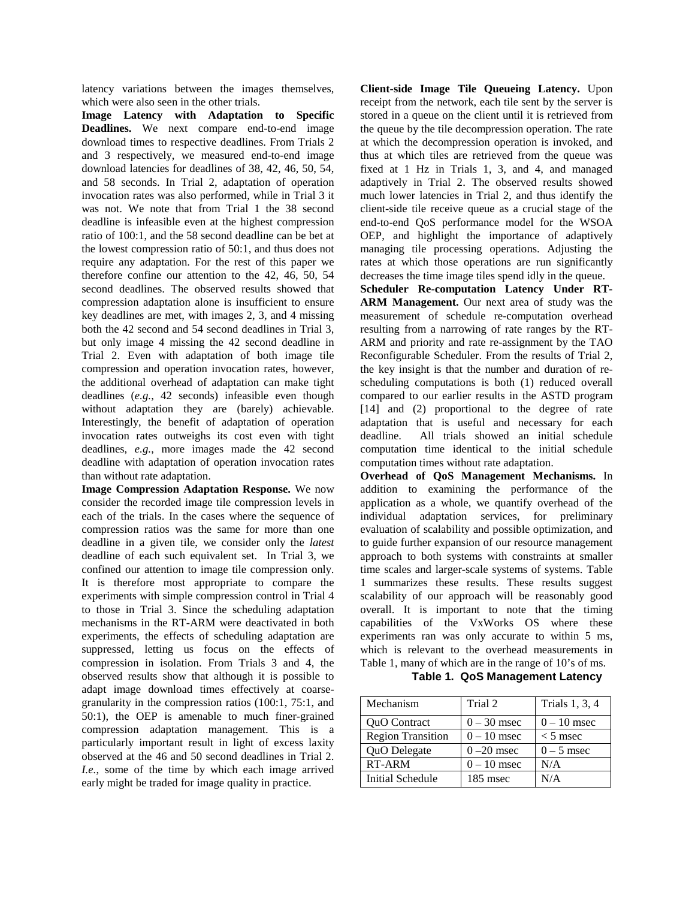latency variations between the images themselves, which were also seen in the other trials.

**Image Latency with Adaptation to Specific Deadlines.** We next compare end-to-end image download times to respective deadlines. From Trials 2 and 3 respectively, we measured end-to-end image download latencies for deadlines of 38, 42, 46, 50, 54, and 58 seconds. In Trial 2, adaptation of operation invocation rates was also performed, while in Trial 3 it was not. We note that from Trial 1 the 38 second deadline is infeasible even at the highest compression ratio of 100:1, and the 58 second deadline can be bet at the lowest compression ratio of 50:1, and thus does not require any adaptation. For the rest of this paper we therefore confine our attention to the 42, 46, 50, 54 second deadlines. The observed results showed that compression adaptation alone is insufficient to ensure key deadlines are met, with images 2, 3, and 4 missing both the 42 second and 54 second deadlines in Trial 3, but only image 4 missing the 42 second deadline in Trial 2. Even with adaptation of both image tile compression and operation invocation rates, however, the additional overhead of adaptation can make tight deadlines (*e.g.*, 42 seconds) infeasible even though without adaptation they are (barely) achievable. Interestingly, the benefit of adaptation of operation invocation rates outweighs its cost even with tight deadlines, *e.g.*, more images made the 42 second deadline with adaptation of operation invocation rates than without rate adaptation.

**Image Compression Adaptation Response.** We now consider the recorded image tile compression levels in each of the trials. In the cases where the sequence of compression ratios was the same for more than one deadline in a given tile, we consider only the *latest* deadline of each such equivalent set. In Trial 3, we confined our attention to image tile compression only. It is therefore most appropriate to compare the experiments with simple compression control in Trial 4 to those in Trial 3. Since the scheduling adaptation mechanisms in the RT-ARM were deactivated in both experiments, the effects of scheduling adaptation are suppressed, letting us focus on the effects of compression in isolation. From Trials 3 and 4, the observed results show that although it is possible to adapt image download times effectively at coarse-granularity in the compression ratios (100:1, 75:1, and 50:1), the OEP is amenable to much finer-grained compression adaptation management. This is a particularly important result in light of excess laxity observed at the 46 and 50 second deadlines in Trial 2. *I.e.*, some of the time by which each image arrived early might be traded for image quality in practice.

**Client-side Image Tile Queueing Latency.** Upon receipt from the network, each tile sent by the server is stored in a queue on the client until it is retrieved from the queue by the tile decompression operation. The rate at which the decompression operation is invoked, and thus at which tiles are retrieved from the queue was fixed at 1 Hz in Trials 1, 3, and 4, and managed adaptively in Trial 2. The observed results showed much lower latencies in Trial 2, and thus identify the client-side tile receive queue as a crucial stage of the end-to-end QoS performance model for the WSOA OEP, and highlight the importance of adaptively managing tile processing operations. Adjusting the rates at which those operations are run significantly decreases the time image tiles spend idly in the queue.

**Scheduler Re-computation Latency Under RT-ARM Management.** Our next area of study was the measurement of schedule re-computation overhead resulting from a narrowing of rate ranges by the RT-ARM and priority and rate re-assignment by the TAO Reconfigurable Scheduler. From the results of Trial 2, the key insight is that the number and duration of re-scheduling computations is both (1) reduced overall compared to our earlier results in the ASTD program [14] and (2) proportional to the degree of rate adaptation that is useful and necessary for each deadline. All trials showed an initial schedule computation time identical to the initial schedule computation times without rate adaptation.

**Overhead of QoS Management Mechanisms.** In addition to examining the performance of the application as a whole, we quantify overhead of the individual adaptation services, for preliminary evaluation of scalability and possible optimization, and to guide further expansion of our resource management approach to both systems with constraints at smaller time scales and larger-scale systems of systems. Table 1 summarizes these results. These results suggest scalability of our approach will be reasonably good overall. It is important to note that the timing capabilities of the VxWorks OS where these experiments ran was only accurate to within 5 ms, which is relevant to the overhead measurements in Table 1, many of which are in the range of 10's of ms.

**Table 1. QoS Management Latency**

| Mechanism | Trial 2 | Trials 1, 3, 4 |
|---|---|---|
| QuO Contract | 0 – 30 msec | 0 – 10 msec |
| Region Transition | 0 – 10 msec | < 5 msec |
| QuO Delegate | 0 –20 msec | 0 – 5 msec |
| RT-ARM | 0 – 10 msec | N/A |
| Initial Schedule | 185 msec | N/A |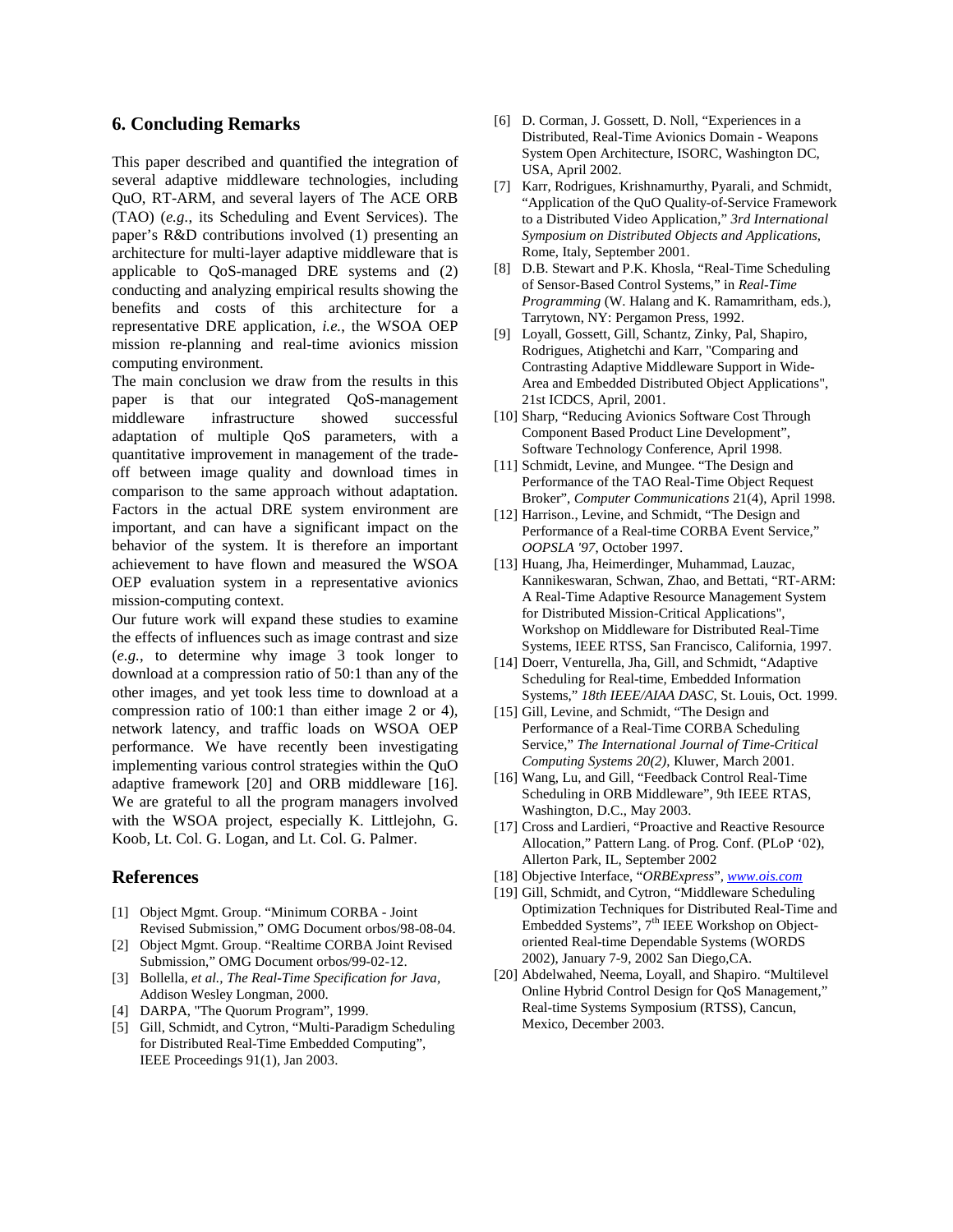## 6. Concluding Remarks

This paper described and quantified the integration of several adaptive middleware technologies, including QuO, RT-ARM, and several layers of The ACE ORB (TAO) (*e.g.*, its Scheduling and Event Services). The paper's R&D contributions involved (1) presenting an architecture for multi-layer adaptive middleware that is applicable to QoS-managed DRE systems and (2) conducting and analyzing empirical results showing the benefits and costs of this architecture for a representative DRE application, *i.e.*, the WSOA OEP mission re-planning and real-time avionics mission computing environment.

The main conclusion we draw from the results in this paper is that our integrated QoS-management middleware infrastructure showed successful adaptation of multiple QoS parameters, with a quantitative improvement in management of the trade-off between image quality and download times in comparison to the same approach without adaptation. Factors in the actual DRE system environment are important, and can have a significant impact on the behavior of the system. It is therefore an important achievement to have flown and measured the WSOA OEP evaluation system in a representative avionics mission-computing context.

Our future work will expand these studies to examine the effects of influences such as image contrast and size (*e.g.*, to determine why image 3 took longer to download at a compression ratio of 50:1 than any of the other images, and yet took less time to download at a compression ratio of 100:1 than either image 2 or 4), network latency, and traffic loads on WSOA OEP performance. We have recently been investigating implementing various control strategies within the QuO adaptive framework [20] and ORB middleware [16]. We are grateful to all the program managers involved with the WSOA project, especially K. Littlejohn, G. Koob, Lt. Col. G. Logan, and Lt. Col. G. Palmer.

## References

[1] Object Mgmt. Group. "Minimum CORBA - Joint Revised Submission," OMG Document orbos/98-08-04.

[2] Object Mgmt. Group. "Realtime CORBA Joint Revised Submission," OMG Document orbos/99-02-12.

[3] Bollella, *et al.*, *The Real-Time Specification for Java*, Addison Wesley Longman, 2000.

[4] DARPA, "The Quorum Program", 1999.

[5] Gill, Schmidt, and Cytron, "Multi-Paradigm Scheduling for Distributed Real-Time Embedded Computing", IEEE Proceedings 91(1), Jan 2003.

[6] D. Corman, J. Gossett, D. Noll, "Experiences in a Distributed, Real-Time Avionics Domain - Weapons System Open Architecture, ISORC, Washington DC, USA, April 2002.

[7] Karr, Rodrigues, Krishnamurthy, Pyarali, and Schmidt, "Application of the QuO Quality-of-Service Framework to a Distributed Video Application," *3rd International Symposium on Distributed Objects and Applications*, Rome, Italy, September 2001.

[8] D.B. Stewart and P.K. Khosla, "Real-Time Scheduling of Sensor-Based Control Systems," in *Real-Time Programming* (W. Halang and K. Ramamritham, eds.), Tarrytown, NY: Pergamon Press, 1992.

[9] Loyall, Gossett, Gill, Schantz, Zinky, Pal, Shapiro, Rodrigues, Atighetchi and Karr, "Comparing and Contrasting Adaptive Middleware Support in Wide-Area and Embedded Distributed Object Applications", 21st ICDCS, April, 2001.

[10] Sharp, "Reducing Avionics Software Cost Through Component Based Product Line Development", Software Technology Conference, April 1998.

[11] Schmidt, Levine, and Mungee. "The Design and Performance of the TAO Real-Time Object Request Broker", *Computer Communications* 21(4), April 1998.

[12] Harrison., Levine, and Schmidt, "The Design and Performance of a Real-time CORBA Event Service," *OOPSLA '97*, October 1997.

[13] Huang, Jha, Heimerdinger, Muhammad, Lauzac, Kannikeswaran, Schwan, Zhao, and Bettati, "RT-ARM: A Real-Time Adaptive Resource Management System for Distributed Mission-Critical Applications", Workshop on Middleware for Distributed Real-Time Systems, IEEE RTSS, San Francisco, California, 1997.

[14] Doerr, Venturella, Jha, Gill, and Schmidt, "Adaptive Scheduling for Real-time, Embedded Information Systems," *18th IEEE/AIAA DASC*, St. Louis, Oct. 1999.

[15] Gill, Levine, and Schmidt, "The Design and Performance of a Real-Time CORBA Scheduling Service," *The International Journal of Time-Critical Computing Systems 20(2)*, Kluwer, March 2001.

[16] Wang, Lu, and Gill, "Feedback Control Real-Time Scheduling in ORB Middleware", 9th IEEE RTAS, Washington, D.C., May 2003.

[17] Cross and Lardieri, "Proactive and Reactive Resource Allocation," Pattern Lang. of Prog. Conf. (PLoP '02), Allerton Park, IL, September 2002

[18] Objective Interface, "*ORBExpress*", *www.ois.com*

[19] Gill, Schmidt, and Cytron, "Middleware Scheduling Optimization Techniques for Distributed Real-Time and Embedded Systems", 7th IEEE Workshop on Object-oriented Real-time Dependable Systems (WORDS 2002), January 7-9, 2002 San Diego,CA.

[20] Abdelwahed, Neema, Loyall, and Shapiro. "Multilevel Online Hybrid Control Design for QoS Management," Real-time Systems Symposium (RTSS), Cancun, Mexico, December 2003.